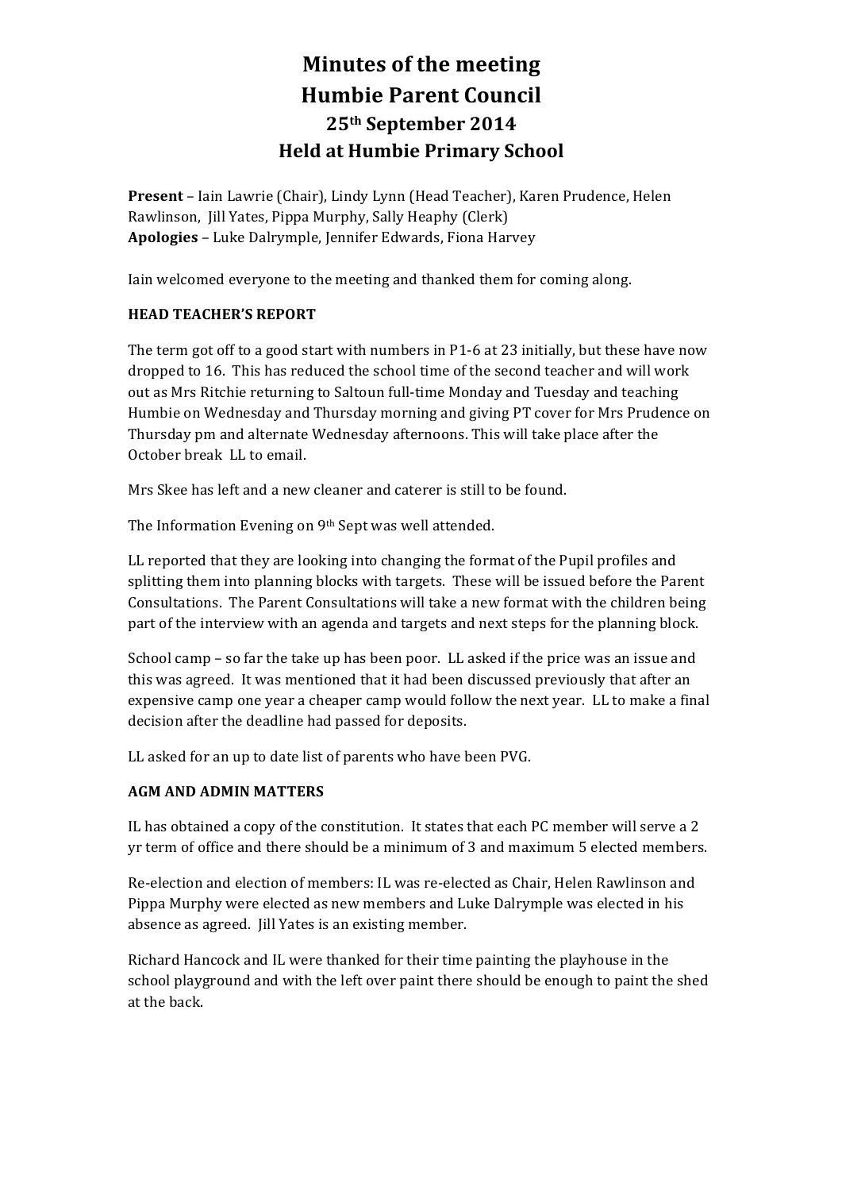# Minutes of the meeting
# Humbie Parent Council
## 25th September 2014
## Held at Humbie Primary School

**Present** – Iain Lawrie (Chair), Lindy Lynn (Head Teacher), Karen Prudence, Helen Rawlinson, Jill Yates, Pippa Murphy, Sally Heaphy (Clerk)
**Apologies** – Luke Dalrymple, Jennifer Edwards, Fiona Harvey

Iain welcomed everyone to the meeting and thanked them for coming along.

**HEAD TEACHER'S REPORT**

The term got off to a good start with numbers in P1-6 at 23 initially, but these have now dropped to 16. This has reduced the school time of the second teacher and will work out as Mrs Ritchie returning to Saltoun full-time Monday and Tuesday and teaching Humbie on Wednesday and Thursday morning and giving PT cover for Mrs Prudence on Thursday pm and alternate Wednesday afternoons. This will take place after the October break LL to email.

Mrs Skee has left and a new cleaner and caterer is still to be found.

The Information Evening on 9th Sept was well attended.

LL reported that they are looking into changing the format of the Pupil profiles and splitting them into planning blocks with targets. These will be issued before the Parent Consultations. The Parent Consultations will take a new format with the children being part of the interview with an agenda and targets and next steps for the planning block.

School camp – so far the take up has been poor. LL asked if the price was an issue and this was agreed. It was mentioned that it had been discussed previously that after an expensive camp one year a cheaper camp would follow the next year. LL to make a final decision after the deadline had passed for deposits.

LL asked for an up to date list of parents who have been PVG.

**AGM AND ADMIN MATTERS**

IL has obtained a copy of the constitution. It states that each PC member will serve a 2 yr term of office and there should be a minimum of 3 and maximum 5 elected members.

Re-election and election of members: IL was re-elected as Chair, Helen Rawlinson and Pippa Murphy were elected as new members and Luke Dalrymple was elected in his absence as agreed. Jill Yates is an existing member.

Richard Hancock and IL were thanked for their time painting the playhouse in the school playground and with the left over paint there should be enough to paint the shed at the back.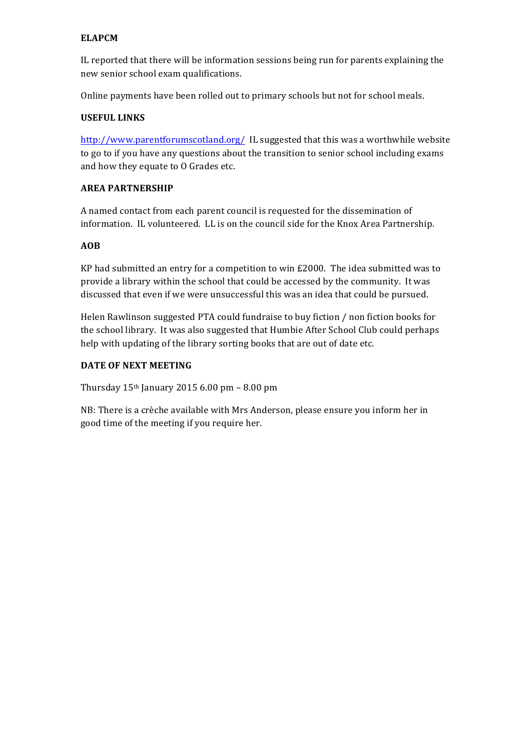**ELAPCM**

IL reported that there will be information sessions being run for parents explaining the new senior school exam qualifications.

Online payments have been rolled out to primary schools but not for school meals.

**USEFUL LINKS**

http://www.parentforumscotland.org/ IL suggested that this was a worthwhile website to go to if you have any questions about the transition to senior school including exams and how they equate to O Grades etc.

**AREA PARTNERSHIP**

A named contact from each parent council is requested for the dissemination of information. IL volunteered. LL is on the council side for the Knox Area Partnership.

**AOB**

KP had submitted an entry for a competition to win £2000. The idea submitted was to provide a library within the school that could be accessed by the community. It was discussed that even if we were unsuccessful this was an idea that could be pursued.

Helen Rawlinson suggested PTA could fundraise to buy fiction / non fiction books for the school library. It was also suggested that Humbie After School Club could perhaps help with updating of the library sorting books that are out of date etc.

**DATE OF NEXT MEETING**

Thursday 15th January 2015 6.00 pm – 8.00 pm

NB: There is a crèche available with Mrs Anderson, please ensure you inform her in good time of the meeting if you require her.